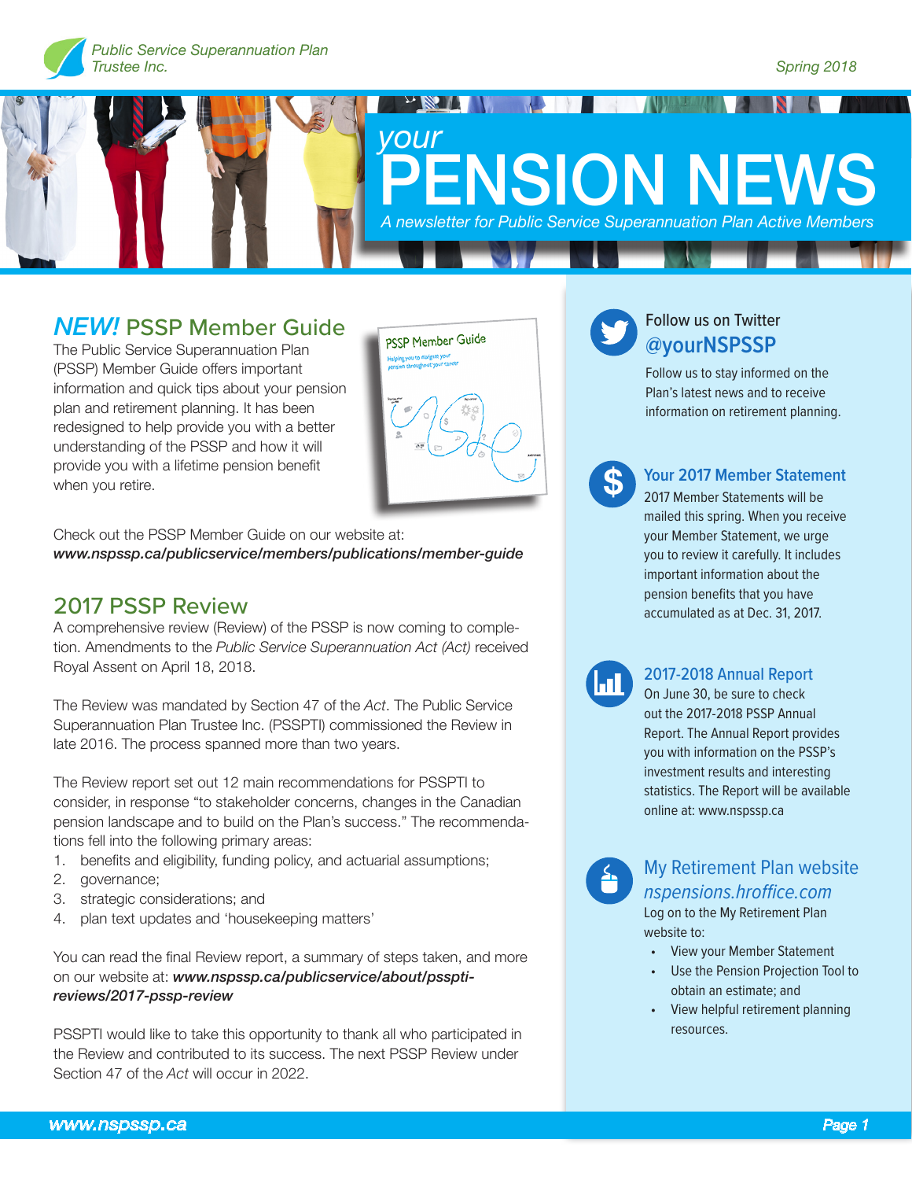Public Service Superannuation Plan Trustee Inc.

Spring 2018

# *your* PENSION NEWS

*A newsletter for Public Service Superannuation Plan Active Members*

## *NEW!* PSSP Member Guide

The Public Service Superannuation Plan (PSSP) Member Guide offers important information and quick tips about your pension plan and retirement planning. It has been redesigned to help provide you with a better understanding of the PSSP and how it will provide you with a lifetime pension benefit when you retire.

Check out the PSSP Member Guide on our website at: ***www.nspssp.ca/publicservice/members/publications/member-guide***

## 2017 PSSP Review

A comprehensive review (Review) of the PSSP is now coming to completion. Amendments to the *Public Service Superannuation Act (Act)* received Royal Assent on April 18, 2018.

The Review was mandated by Section 47 of the *Act*. The Public Service Superannuation Plan Trustee Inc. (PSSPTI) commissioned the Review in late 2016. The process spanned more than two years.

The Review report set out 12 main recommendations for PSSPTI to consider, in response "to stakeholder concerns, changes in the Canadian pension landscape and to build on the Plan's success." The recommendations fell into the following primary areas:

1. benefits and eligibility, funding policy, and actuarial assumptions;
2. governance;
3. strategic considerations; and
4. plan text updates and 'housekeeping matters'

You can read the final Review report, a summary of steps taken, and more on our website at: ***www.nspssp.ca/publicservice/about/psspti-reviews/2017-pssp-review***

PSSPTI would like to take this opportunity to thank all who participated in the Review and contributed to its success. The next PSSP Review under Section 47 of the *Act* will occur in 2022.

### Follow us on Twitter @yourNSPSSP

Follow us to stay informed on the Plan's latest news and to receive information on retirement planning.

### Your 2017 Member Statement

2017 Member Statements will be mailed this spring. When you receive your Member Statement, we urge you to review it carefully. It includes important information about the pension benefits that you have accumulated as at Dec. 31, 2017.

### 2017-2018 Annual Report

On June 30, be sure to check out the 2017-2018 PSSP Annual Report. The Annual Report provides you with information on the PSSP's investment results and interesting statistics. The Report will be available online at: www.nspssp.ca

### My Retirement Plan website *nspensions.hroffice.com*

Log on to the My Retirement Plan website to:

- View your Member Statement
- Use the Pension Projection Tool to obtain an estimate; and
- View helpful retirement planning resources.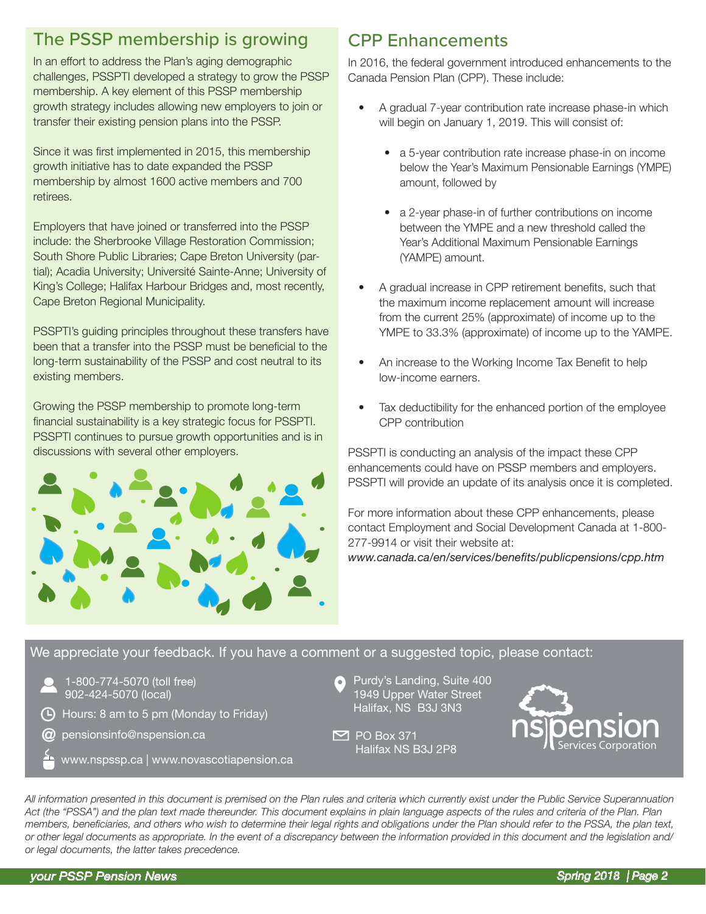## The PSSP membership is growing

In an effort to address the Plan's aging demographic challenges, PSSPTI developed a strategy to grow the PSSP membership. A key element of this PSSP membership growth strategy includes allowing new employers to join or transfer their existing pension plans into the PSSP.

Since it was first implemented in 2015, this membership growth initiative has to date expanded the PSSP membership by almost 1600 active members and 700 retirees.

Employers that have joined or transferred into the PSSP include: the Sherbrooke Village Restoration Commission; South Shore Public Libraries; Cape Breton University (partial); Acadia University; Université Sainte-Anne; University of King's College; Halifax Harbour Bridges and, most recently, Cape Breton Regional Municipality.

PSSPTI's guiding principles throughout these transfers have been that a transfer into the PSSP must be beneficial to the long-term sustainability of the PSSP and cost neutral to its existing members.

Growing the PSSP membership to promote long-term financial sustainability is a key strategic focus for PSSPTI. PSSPTI continues to pursue growth opportunities and is in discussions with several other employers.

## CPP Enhancements

In 2016, the federal government introduced enhancements to the Canada Pension Plan (CPP). These include:

- A gradual 7-year contribution rate increase phase-in which will begin on January 1, 2019. This will consist of:
  - a 5-year contribution rate increase phase-in on income below the Year's Maximum Pensionable Earnings (YMPE) amount, followed by
  - a 2-year phase-in of further contributions on income between the YMPE and a new threshold called the Year's Additional Maximum Pensionable Earnings (YAMPE) amount.
- A gradual increase in CPP retirement benefits, such that the maximum income replacement amount will increase from the current 25% (approximate) of income up to the YMPE to 33.3% (approximate) of income up to the YAMPE.
- An increase to the Working Income Tax Benefit to help low-income earners.
- Tax deductibility for the enhanced portion of the employee CPP contribution

PSSPTI is conducting an analysis of the impact these CPP enhancements could have on PSSP members and employers. PSSPTI will provide an update of its analysis once it is completed.

For more information about these CPP enhancements, please contact Employment and Social Development Canada at 1-800-277-9914 or visit their website at:
*www.canada.ca/en/services/benefits/publicpensions/cpp.htm*

We appreciate your feedback. If you have a comment or a suggested topic, please contact:

1-800-774-5070 (toll free)
902-424-5070 (local)

Hours: 8 am to 5 pm (Monday to Friday)

pensionsinfo@nspension.ca

www.nspssp.ca | www.novascotiapension.ca

Purdy's Landing, Suite 400
1949 Upper Water Street
Halifax, NS B3J 3N3

PO Box 371
Halifax NS B3J 2P8

nspension Services Corporation

*All information presented in this document is premised on the Plan rules and criteria which currently exist under the Public Service Superannuation Act (the "PSSA") and the plan text made thereunder. This document explains in plain language aspects of the rules and criteria of the Plan. Plan members, beneficiaries, and others who wish to determine their legal rights and obligations under the Plan should refer to the PSSA, the plan text, or other legal documents as appropriate. In the event of a discrepancy between the information provided in this document and the legislation and/or legal documents, the latter takes precedence.*